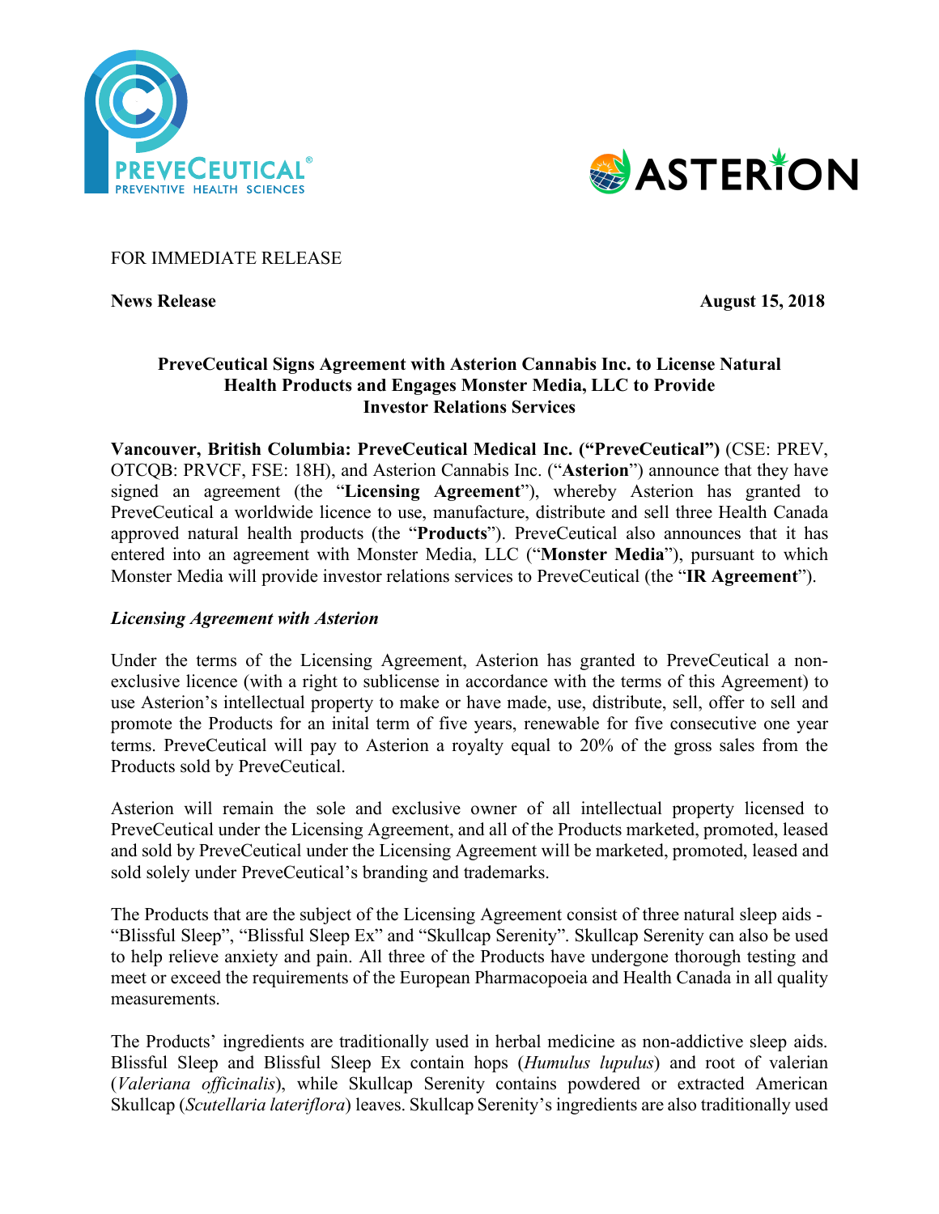FOR IMMEDIATE RELEASE

**News Release** **August 15, 2018**

**PreveCeutical Signs Agreement with Asterion Cannabis Inc. to License Natural Health Products and Engages Monster Media, LLC to Provide Investor Relations Services**

**Vancouver, British Columbia: PreveCeutical Medical Inc. ("PreveCeutical")** (CSE: PREV, OTCQB: PRVCF, FSE: 18H), and Asterion Cannabis Inc. ("**Asterion**") announce that they have signed an agreement (the "**Licensing Agreement**"), whereby Asterion has granted to PreveCeutical a worldwide licence to use, manufacture, distribute and sell three Health Canada approved natural health products (the "**Products**"). PreveCeutical also announces that it has entered into an agreement with Monster Media, LLC ("**Monster Media**"), pursuant to which Monster Media will provide investor relations services to PreveCeutical (the "**IR Agreement**").

***Licensing Agreement with Asterion***

Under the terms of the Licensing Agreement, Asterion has granted to PreveCeutical a non-exclusive licence (with a right to sublicense in accordance with the terms of this Agreement) to use Asterion's intellectual property to make or have made, use, distribute, sell, offer to sell and promote the Products for an inital term of five years, renewable for five consecutive one year terms. PreveCeutical will pay to Asterion a royalty equal to 20% of the gross sales from the Products sold by PreveCeutical.

Asterion will remain the sole and exclusive owner of all intellectual property licensed to PreveCeutical under the Licensing Agreement, and all of the Products marketed, promoted, leased and sold by PreveCeutical under the Licensing Agreement will be marketed, promoted, leased and sold solely under PreveCeutical's branding and trademarks.

The Products that are the subject of the Licensing Agreement consist of three natural sleep aids - "Blissful Sleep", "Blissful Sleep Ex" and "Skullcap Serenity". Skullcap Serenity can also be used to help relieve anxiety and pain. All three of the Products have undergone thorough testing and meet or exceed the requirements of the European Pharmacopoeia and Health Canada in all quality measurements.

The Products' ingredients are traditionally used in herbal medicine as non-addictive sleep aids. Blissful Sleep and Blissful Sleep Ex contain hops (*Humulus lupulus*) and root of valerian (*Valeriana officinalis*), while Skullcap Serenity contains powdered or extracted American Skullcap (*Scutellaria lateriflora*) leaves. Skullcap Serenity's ingredients are also traditionally used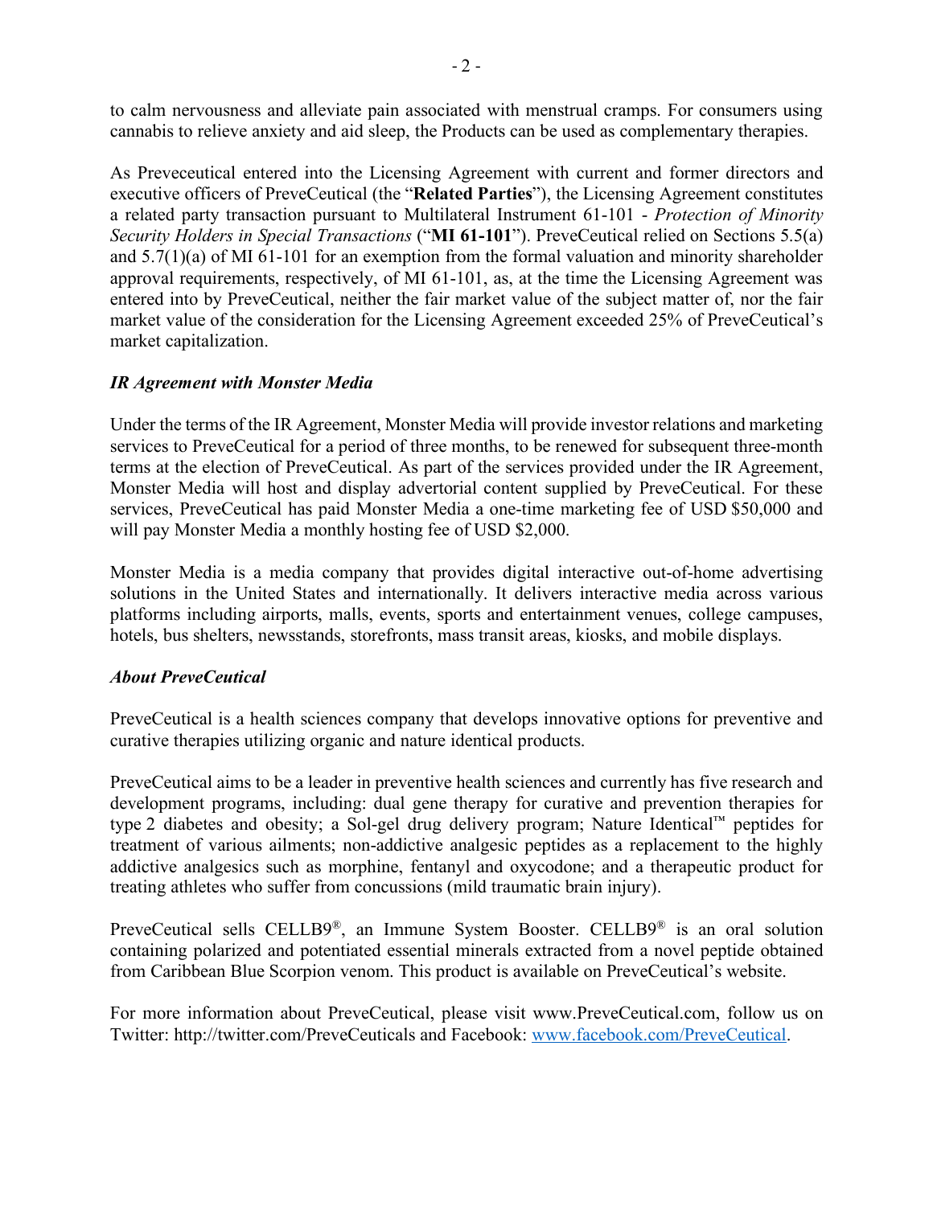to calm nervousness and alleviate pain associated with menstrual cramps. For consumers using cannabis to relieve anxiety and aid sleep, the Products can be used as complementary therapies.

As Preveceutical entered into the Licensing Agreement with current and former directors and executive officers of PreveCeutical (the "**Related Parties**"), the Licensing Agreement constitutes a related party transaction pursuant to Multilateral Instrument 61-101 - *Protection of Minority Security Holders in Special Transactions* ("**MI 61-101**"). PreveCeutical relied on Sections 5.5(a) and 5.7(1)(a) of MI 61-101 for an exemption from the formal valuation and minority shareholder approval requirements, respectively, of MI 61-101, as, at the time the Licensing Agreement was entered into by PreveCeutical, neither the fair market value of the subject matter of, nor the fair market value of the consideration for the Licensing Agreement exceeded 25% of PreveCeutical's market capitalization.

***IR Agreement with Monster Media***

Under the terms of the IR Agreement, Monster Media will provide investor relations and marketing services to PreveCeutical for a period of three months, to be renewed for subsequent three-month terms at the election of PreveCeutical. As part of the services provided under the IR Agreement, Monster Media will host and display advertorial content supplied by PreveCeutical. For these services, PreveCeutical has paid Monster Media a one-time marketing fee of USD $50,000 and will pay Monster Media a monthly hosting fee of USD $2,000.

Monster Media is a media company that provides digital interactive out-of-home advertising solutions in the United States and internationally. It delivers interactive media across various platforms including airports, malls, events, sports and entertainment venues, college campuses, hotels, bus shelters, newsstands, storefronts, mass transit areas, kiosks, and mobile displays.

***About PreveCeutical***

PreveCeutical is a health sciences company that develops innovative options for preventive and curative therapies utilizing organic and nature identical products.

PreveCeutical aims to be a leader in preventive health sciences and currently has five research and development programs, including: dual gene therapy for curative and prevention therapies for type 2 diabetes and obesity; a Sol-gel drug delivery program; Nature Identical™ peptides for treatment of various ailments; non-addictive analgesic peptides as a replacement to the highly addictive analgesics such as morphine, fentanyl and oxycodone; and a therapeutic product for treating athletes who suffer from concussions (mild traumatic brain injury).

PreveCeutical sells CELLB9®, an Immune System Booster. CELLB9® is an oral solution containing polarized and potentiated essential minerals extracted from a novel peptide obtained from Caribbean Blue Scorpion venom. This product is available on PreveCeutical's website.

For more information about PreveCeutical, please visit www.PreveCeutical.com, follow us on Twitter: http://twitter.com/PreveCeuticals and Facebook: [www.facebook.com/PreveCeutical](www.facebook.com/PreveCeutical).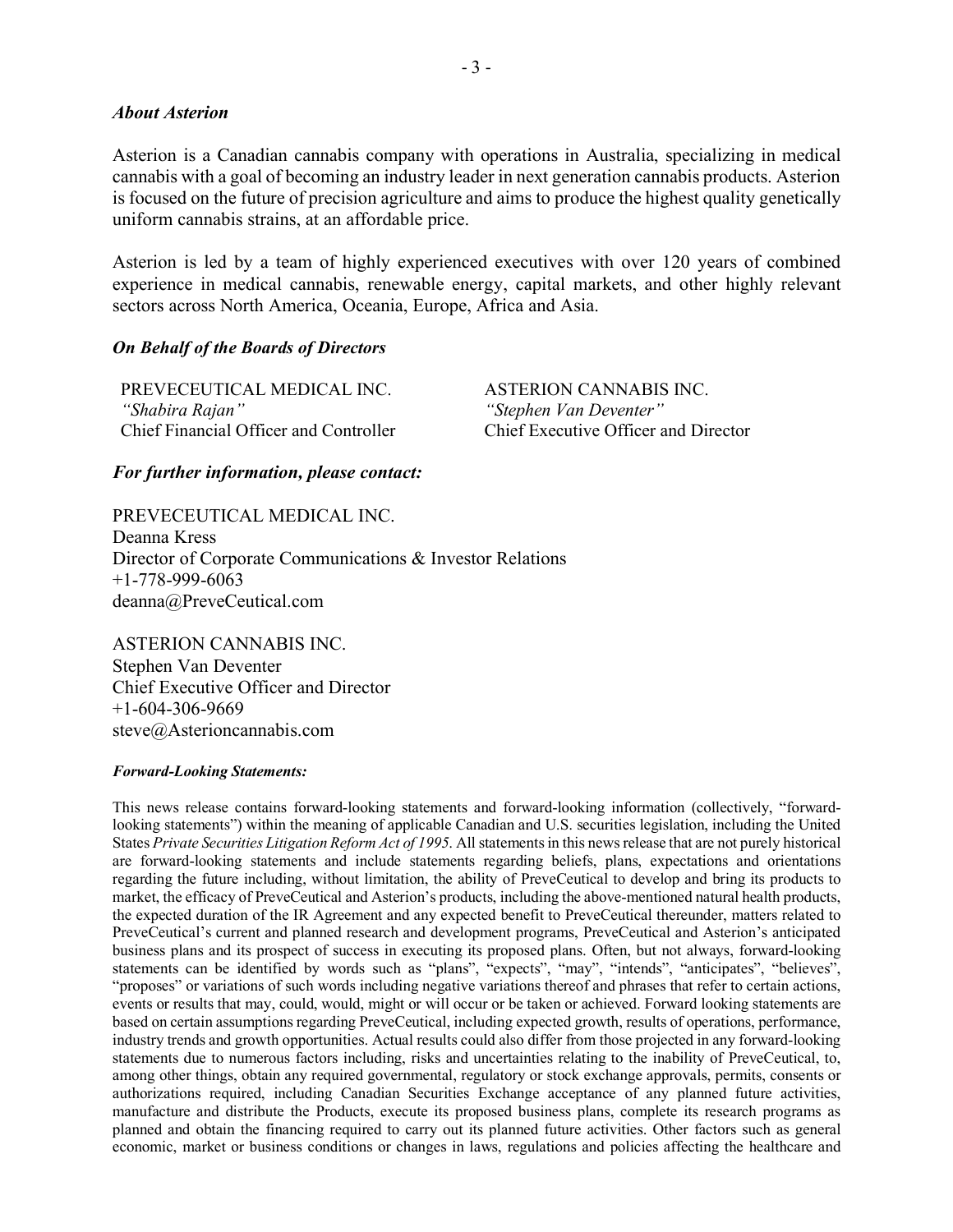***About Asterion***

Asterion is a Canadian cannabis company with operations in Australia, specializing in medical cannabis with a goal of becoming an industry leader in next generation cannabis products. Asterion is focused on the future of precision agriculture and aims to produce the highest quality genetically uniform cannabis strains, at an affordable price.

Asterion is led by a team of highly experienced executives with over 120 years of combined experience in medical cannabis, renewable energy, capital markets, and other highly relevant sectors across North America, Oceania, Europe, Africa and Asia.

***On Behalf of the Boards of Directors***

| PREVECEUTICAL MEDICAL INC. | ASTERION CANNABIS INC. |
|---|---|
| *"Shabira Rajan"* | *"Stephen Van Deventer"* |
| Chief Financial Officer and Controller | Chief Executive Officer and Director |

***For further information, please contact:***

PREVECEUTICAL MEDICAL INC.
Deanna Kress
Director of Corporate Communications & Investor Relations
+1-778-999-6063
deanna@PreveCeutical.com

ASTERION CANNABIS INC.
Stephen Van Deventer
Chief Executive Officer and Director
+1-604-306-9669
steve@Asterioncannabis.com

***Forward-Looking Statements:***

This news release contains forward-looking statements and forward-looking information (collectively, "forward-looking statements") within the meaning of applicable Canadian and U.S. securities legislation, including the United States *Private Securities Litigation Reform Act of 1995*. All statements in this news release that are not purely historical are forward-looking statements and include statements regarding beliefs, plans, expectations and orientations regarding the future including, without limitation, the ability of PreveCeutical to develop and bring its products to market, the efficacy of PreveCeutical and Asterion's products, including the above-mentioned natural health products, the expected duration of the IR Agreement and any expected benefit to PreveCeutical thereunder, matters related to PreveCeutical's current and planned research and development programs, PreveCeutical and Asterion's anticipated business plans and its prospect of success in executing its proposed plans. Often, but not always, forward-looking statements can be identified by words such as "plans", "expects", "may", "intends", "anticipates", "believes", "proposes" or variations of such words including negative variations thereof and phrases that refer to certain actions, events or results that may, could, would, might or will occur or be taken or achieved. Forward looking statements are based on certain assumptions regarding PreveCeutical, including expected growth, results of operations, performance, industry trends and growth opportunities. Actual results could also differ from those projected in any forward-looking statements due to numerous factors including, risks and uncertainties relating to the inability of PreveCeutical, to, among other things, obtain any required governmental, regulatory or stock exchange approvals, permits, consents or authorizations required, including Canadian Securities Exchange acceptance of any planned future activities, manufacture and distribute the Products, execute its proposed business plans, complete its research programs as planned and obtain the financing required to carry out its planned future activities. Other factors such as general economic, market or business conditions or changes in laws, regulations and policies affecting the healthcare and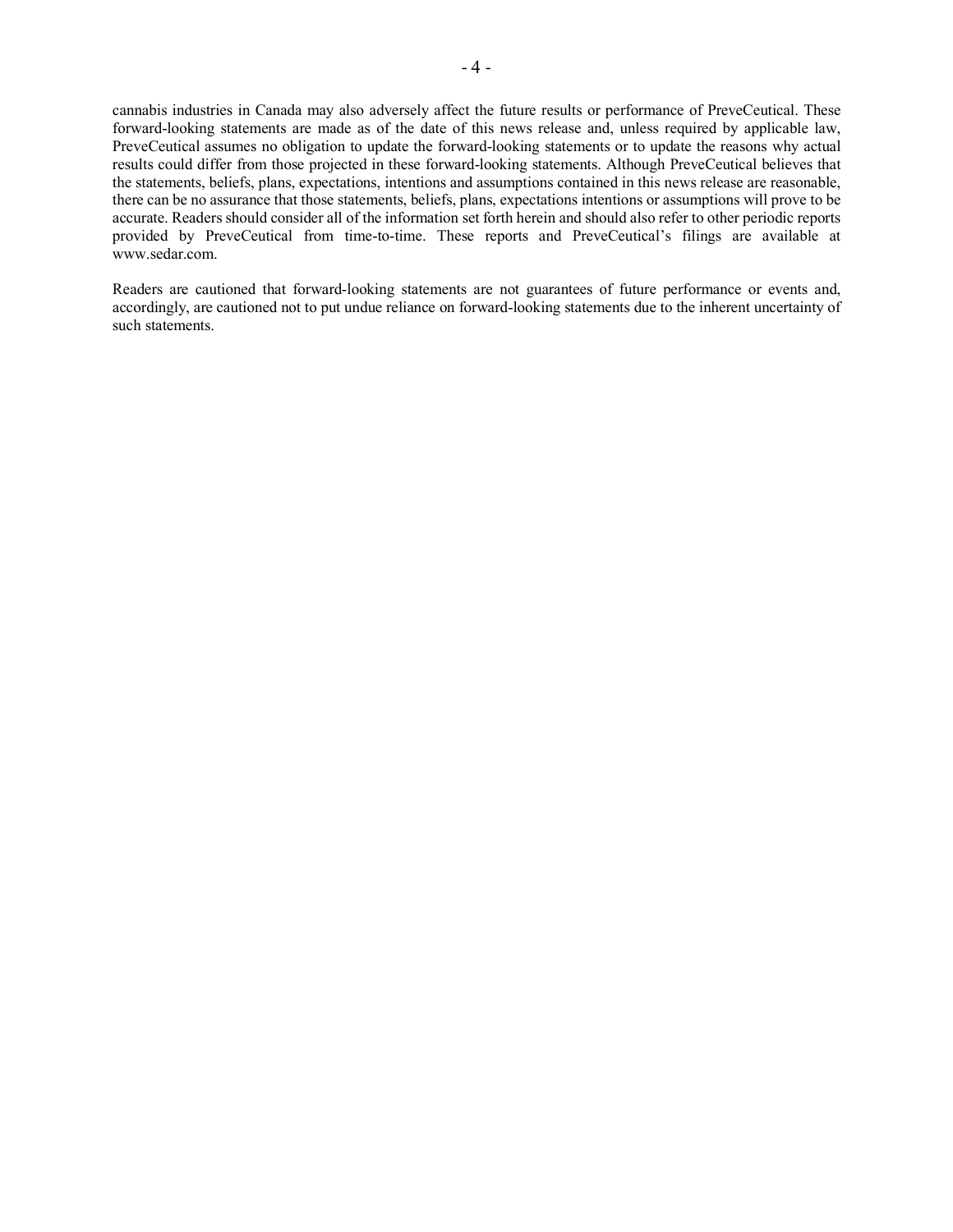cannabis industries in Canada may also adversely affect the future results or performance of PreveCeutical. These forward-looking statements are made as of the date of this news release and, unless required by applicable law, PreveCeutical assumes no obligation to update the forward-looking statements or to update the reasons why actual results could differ from those projected in these forward-looking statements. Although PreveCeutical believes that the statements, beliefs, plans, expectations, intentions and assumptions contained in this news release are reasonable, there can be no assurance that those statements, beliefs, plans, expectations intentions or assumptions will prove to be accurate. Readers should consider all of the information set forth herein and should also refer to other periodic reports provided by PreveCeutical from time-to-time. These reports and PreveCeutical's filings are available at www.sedar.com.

Readers are cautioned that forward-looking statements are not guarantees of future performance or events and, accordingly, are cautioned not to put undue reliance on forward-looking statements due to the inherent uncertainty of such statements.